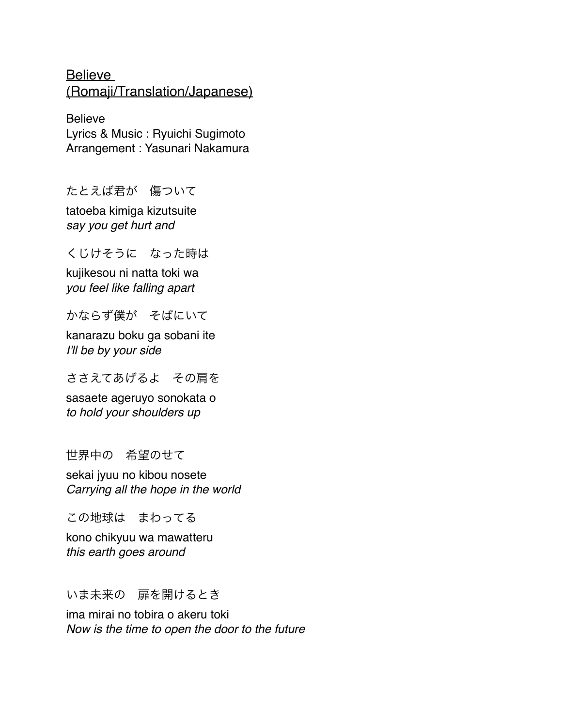# Believe (Romaji/Translation/Japanese)

Believe
Lyrics & Music : Ryuichi Sugimoto
Arrangement : Yasunari Nakamura

たとえば君が　傷ついて

tatoeba kimiga kizutsuite
*say you get hurt and*

くじけそうに　なった時は

kujikesou ni natta toki wa
*you feel like falling apart*

かならず僕が　そばにいて

kanarazu boku ga sobani ite
*I'll be by your side*

ささえてあげるよ　その肩を

sasaete ageruyo sonokata o
*to hold your shoulders up*

世界中の　希望のせて

sekai jyuu no kibou nosete
*Carrying all the hope in the world*

この地球は　まわってる

kono chikyuu wa mawatteru
*this earth goes around*

いま未来の　扉を開けるとき

ima mirai no tobira o akeru toki
*Now is the time to open the door to the future*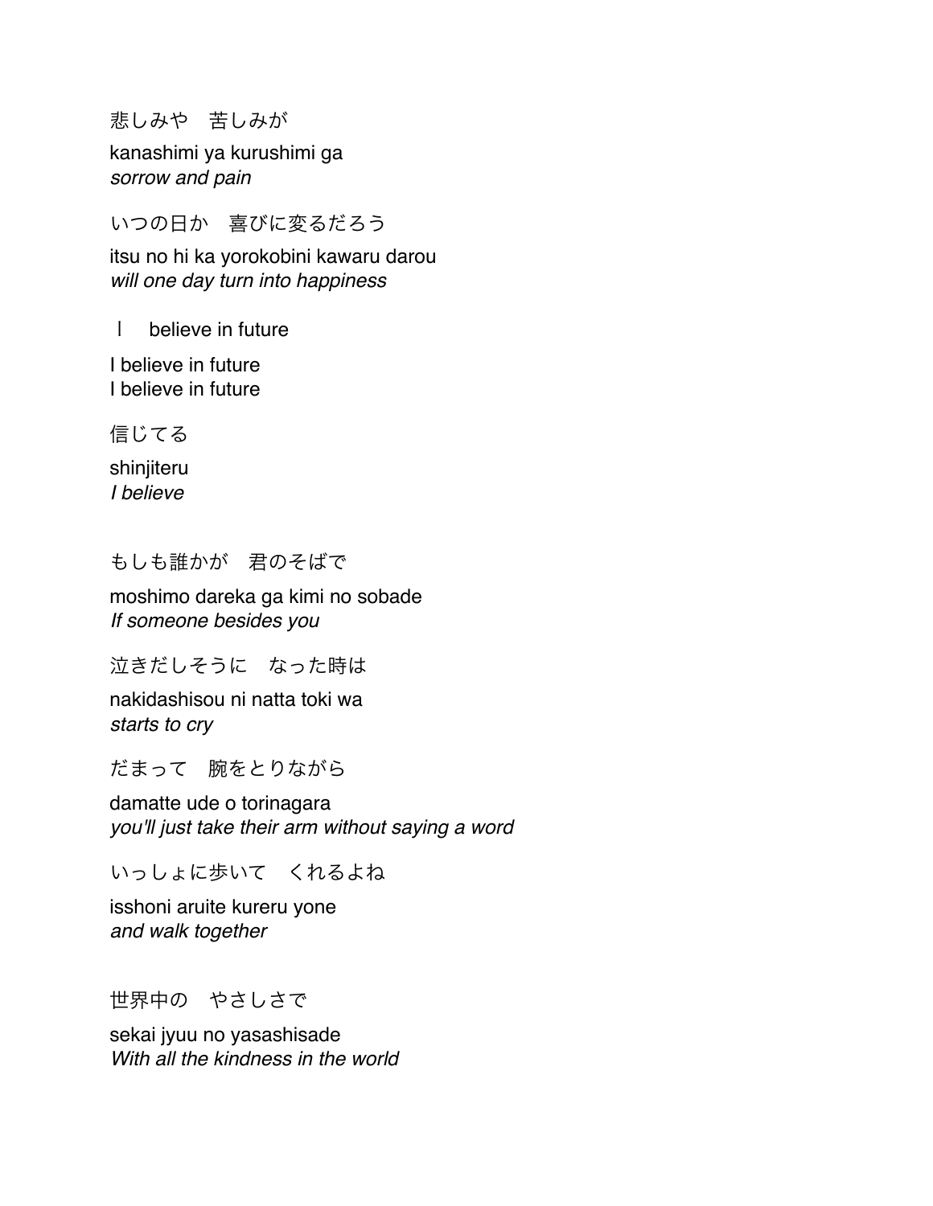悲しみや　苦しみが

kanashimi ya kurushimi ga
*sorrow and pain*

いつの日か　喜びに変るだろう

itsu no hi ka yorokobini kawaru darou
*will one day turn into happiness*

Ｉ　believe in future

I believe in future
I believe in future

信じてる

shinjiteru
*I believe*

もしも誰かが　君のそばで

moshimo dareka ga kimi no sobade
*If someone besides you*

泣きだしそうに　なった時は

nakidashisou ni natta toki wa
*starts to cry*

だまって　腕をとりながら

damatte ude o torinagara
*you'll just take their arm without saying a word*

いっしょに歩いて　くれるよね

isshoni aruite kureru yone
*and walk together*

世界中の　やさしさで

sekai jyuu no yasashisade
*With all the kindness in the world*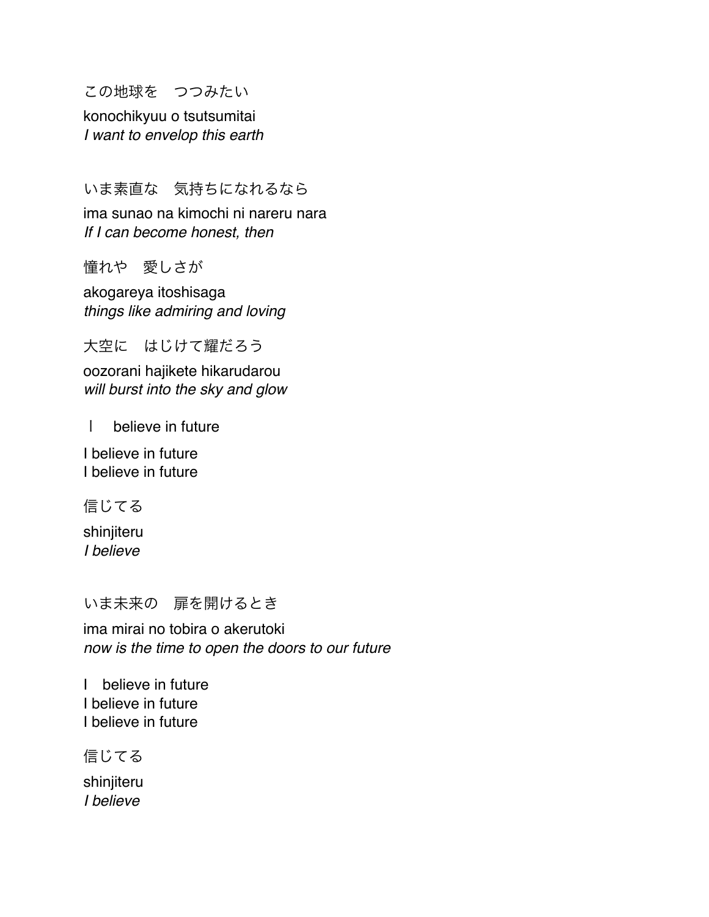この地球を　つつみたい

konochikyuu o tsutsumitai
*I want to envelop this earth*

いま素直な　気持ちになれるなら

ima sunao na kimochi ni nareru nara
*If I can become honest, then*

憧れや　愛しさが

akogareya itoshisaga
*things like admiring and loving*

大空に　はじけて耀だろう

oozorani hajikete hikarudarou
*will burst into the sky and glow*

I　believe in future

I believe in future
I believe in future

信じてる

shinjiteru
*I believe*

いま未来の　扉を開けるとき

ima mirai no tobira o akerutoki
*now is the time to open the doors to our future*

I　believe in future
I believe in future
I believe in future

信じてる

shinjiteru
*I believe*